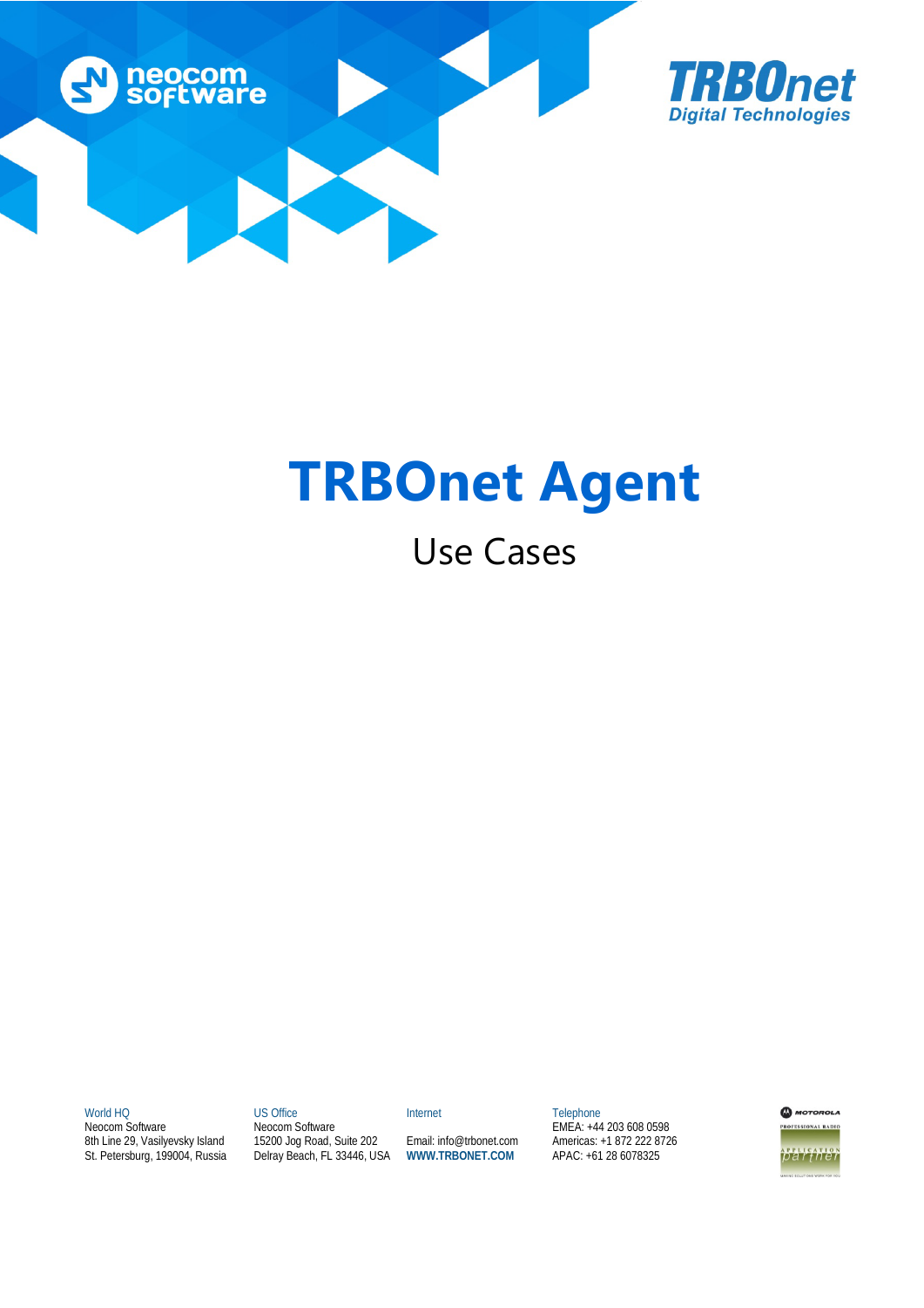# TRBOnet Agent

## Use Cases

World HQ
Neocom Software
8th Line 29, Vasilyevsky Island
St. Petersburg, 199004, Russia

US Office
Neocom Software
15200 Jog Road, Suite 202
Delray Beach, FL 33446, USA

Internet
Email: info@trbonet.com
WWW.TRBONET.COM

Telephone
EMEA: +44 203 608 0598
Americas: +1 872 222 8726
APAC: +61 28 6078325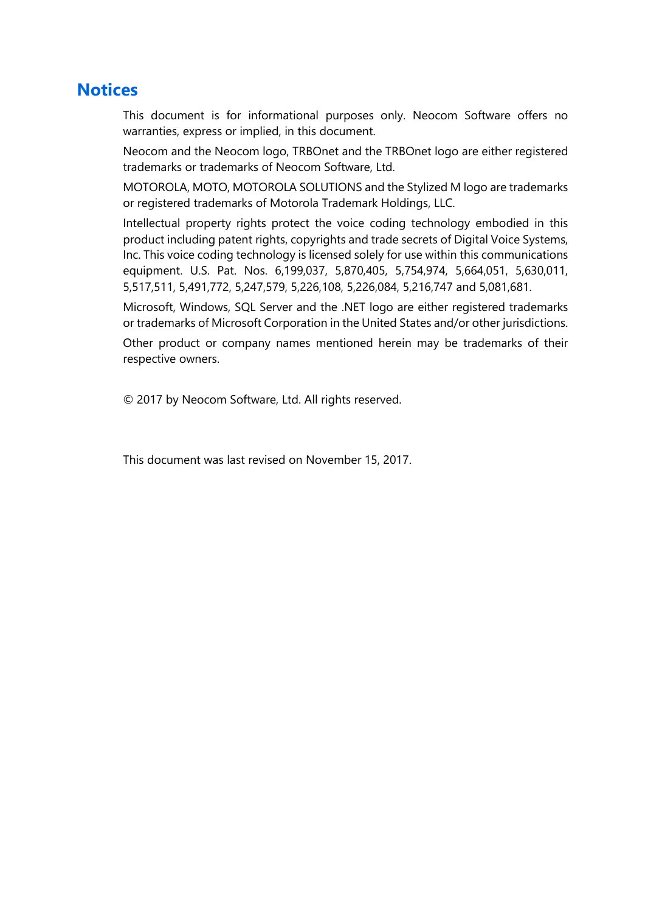## Notices

This document is for informational purposes only. Neocom Software offers no warranties, express or implied, in this document.

Neocom and the Neocom logo, TRBOnet and the TRBOnet logo are either registered trademarks or trademarks of Neocom Software, Ltd.

MOTOROLA, MOTO, MOTOROLA SOLUTIONS and the Stylized M logo are trademarks or registered trademarks of Motorola Trademark Holdings, LLC.

Intellectual property rights protect the voice coding technology embodied in this product including patent rights, copyrights and trade secrets of Digital Voice Systems, Inc. This voice coding technology is licensed solely for use within this communications equipment. U.S. Pat. Nos. 6,199,037, 5,870,405, 5,754,974, 5,664,051, 5,630,011, 5,517,511, 5,491,772, 5,247,579, 5,226,108, 5,226,084, 5,216,747 and 5,081,681.

Microsoft, Windows, SQL Server and the .NET logo are either registered trademarks or trademarks of Microsoft Corporation in the United States and/or other jurisdictions.

Other product or company names mentioned herein may be trademarks of their respective owners.

© 2017 by Neocom Software, Ltd. All rights reserved.

This document was last revised on November 15, 2017.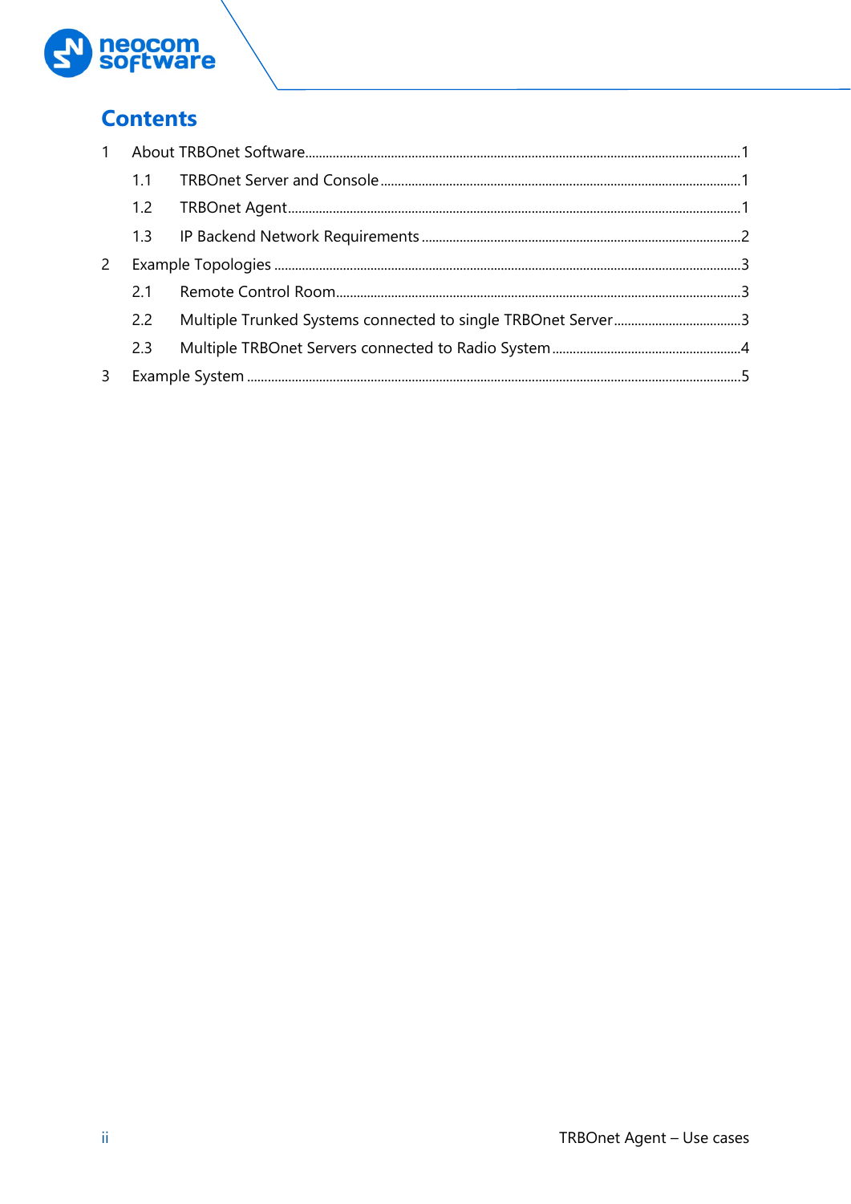# Contents

1 About TRBOnet Software.......................................................................................................1

   1.1 TRBOnet Server and Console ......................................................................................1

   1.2 TRBOnet Agent..............................................................................................................1

   1.3 IP Backend Network Requirements ..............................................................................2

2 Example Topologies ..............................................................................................................3

   2.1 Remote Control Room...................................................................................................3

   2.2 Multiple Trunked Systems connected to single TRBOnet Server...................................3

   2.3 Multiple TRBOnet Servers connected to Radio System ................................................4

3 Example System ....................................................................................................................5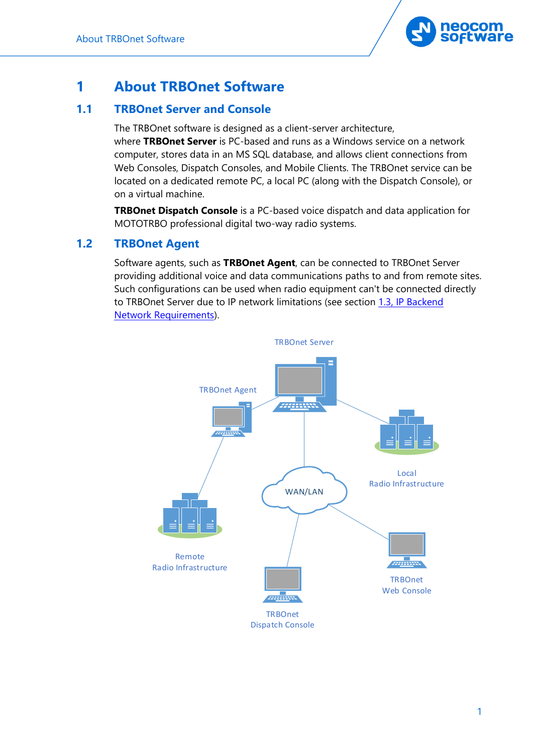# 1 About TRBOnet Software

## 1.1 TRBOnet Server and Console

The TRBOnet software is designed as a client-server architecture, where **TRBOnet Server** is PC-based and runs as a Windows service on a network computer, stores data in an MS SQL database, and allows client connections from Web Consoles, Dispatch Consoles, and Mobile Clients. The TRBOnet service can be located on a dedicated remote PC, a local PC (along with the Dispatch Console), or on a virtual machine.

**TRBOnet Dispatch Console** is a PC-based voice dispatch and data application for MOTOTRBO professional digital two-way radio systems.

## 1.2 TRBOnet Agent

Software agents, such as **TRBOnet Agent**, can be connected to TRBOnet Server providing additional voice and data communications paths to and from remote sites. Such configurations can be used when radio equipment can't be connected directly to TRBOnet Server due to IP network limitations (see section 1.3, IP Backend Network Requirements).

TRBOnet Server

TRBOnet Agent

Local
Radio Infrastructure

WAN/LAN

Remote
Radio Infrastructure

TRBOnet
Web Console

TRBOnet
Dispatch Console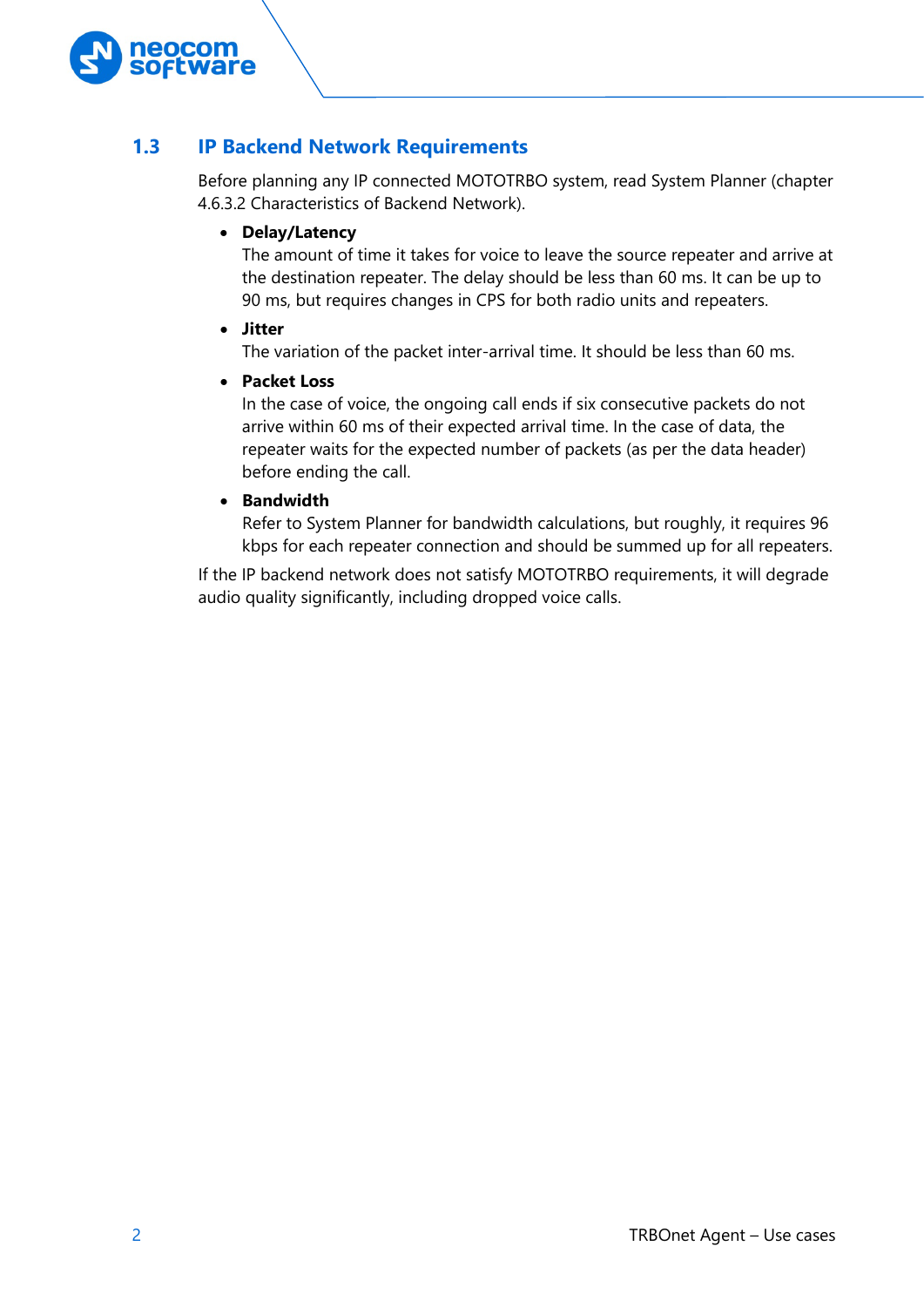## 1.3 IP Backend Network Requirements

Before planning any IP connected MOTOTRBO system, read System Planner (chapter 4.6.3.2 Characteristics of Backend Network).

- **Delay/Latency**
  The amount of time it takes for voice to leave the source repeater and arrive at the destination repeater. The delay should be less than 60 ms. It can be up to 90 ms, but requires changes in CPS for both radio units and repeaters.
- **Jitter**
  The variation of the packet inter-arrival time. It should be less than 60 ms.
- **Packet Loss**
  In the case of voice, the ongoing call ends if six consecutive packets do not arrive within 60 ms of their expected arrival time. In the case of data, the repeater waits for the expected number of packets (as per the data header) before ending the call.
- **Bandwidth**
  Refer to System Planner for bandwidth calculations, but roughly, it requires 96 kbps for each repeater connection and should be summed up for all repeaters.

If the IP backend network does not satisfy MOTOTRBO requirements, it will degrade audio quality significantly, including dropped voice calls.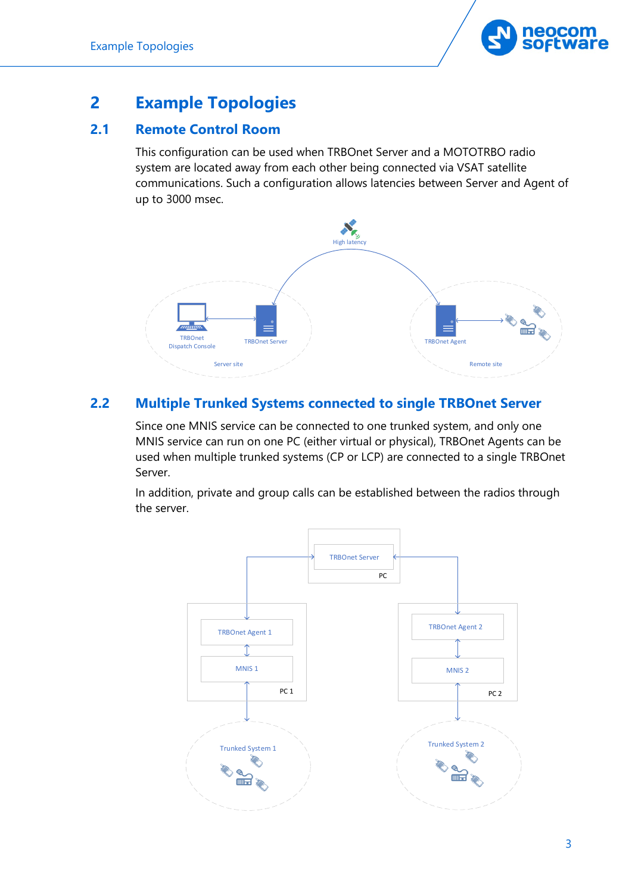# 2 Example Topologies

## 2.1 Remote Control Room

This configuration can be used when TRBOnet Server and a MOTOTRBO radio system are located away from each other being connected via VSAT satellite communications. Such a configuration allows latencies between Server and Agent of up to 3000 msec.

## 2.2 Multiple Trunked Systems connected to single TRBOnet Server

Since one MNIS service can be connected to one trunked system, and only one MNIS service can run on one PC (either virtual or physical), TRBOnet Agents can be used when multiple trunked systems (CP or LCP) are connected to a single TRBOnet Server.

In addition, private and group calls can be established between the radios through the server.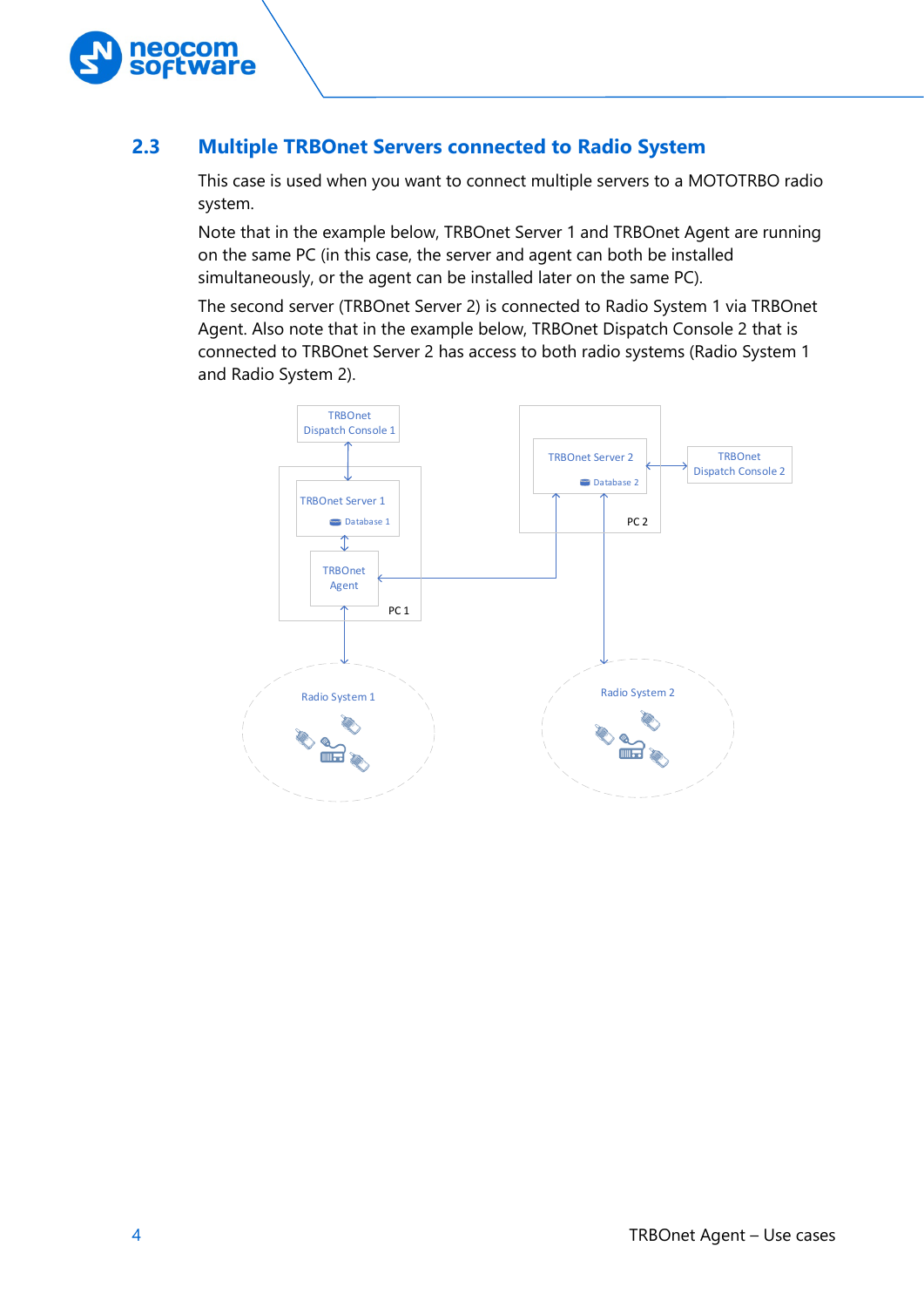## 2.3 Multiple TRBOnet Servers connected to Radio System

This case is used when you want to connect multiple servers to a MOTOTRBO radio system.

Note that in the example below, TRBOnet Server 1 and TRBOnet Agent are running on the same PC (in this case, the server and agent can both be installed simultaneously, or the agent can be installed later on the same PC).

The second server (TRBOnet Server 2) is connected to Radio System 1 via TRBOnet Agent. Also note that in the example below, TRBOnet Dispatch Console 2 that is connected to TRBOnet Server 2 has access to both radio systems (Radio System 1 and Radio System 2).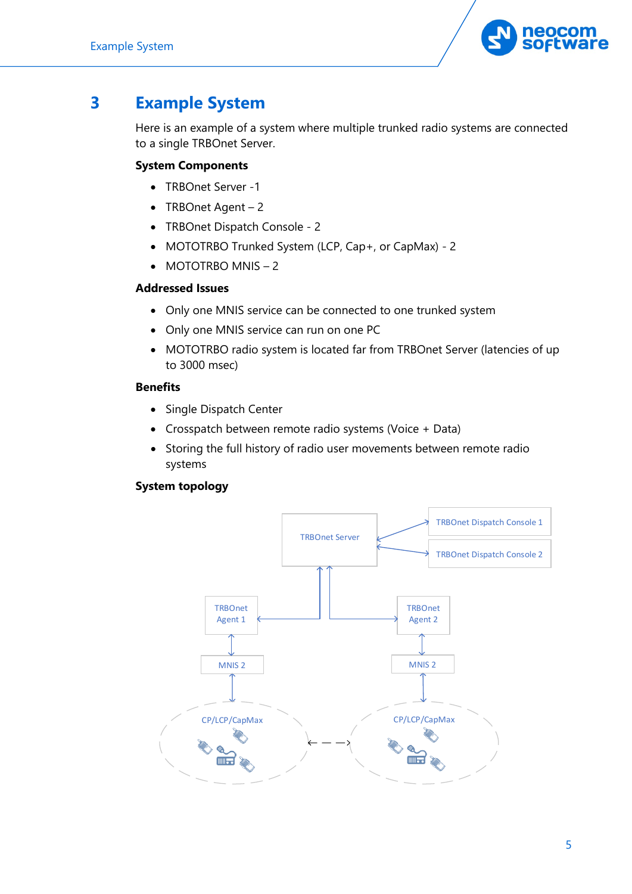# 3 Example System

Here is an example of a system where multiple trunked radio systems are connected to a single TRBOnet Server.

**System Components**

- TRBOnet Server -1
- TRBOnet Agent – 2
- TRBOnet Dispatch Console - 2
- MOTOTRBO Trunked System (LCP, Cap+, or CapMax) - 2
- MOTOTRBO MNIS – 2

**Addressed Issues**

- Only one MNIS service can be connected to one trunked system
- Only one MNIS service can run on one PC
- MOTOTRBO radio system is located far from TRBOnet Server (latencies of up to 3000 msec)

**Benefits**

- Single Dispatch Center
- Crosspatch between remote radio systems (Voice + Data)
- Storing the full history of radio user movements between remote radio systems

**System topology**

TRBOnet Server
TRBOnet Dispatch Console 1
TRBOnet Dispatch Console 2
TRBOnet Agent 1
TRBOnet Agent 2
MNIS 2
MNIS 2
CP/LCP/CapMax
CP/LCP/CapMax